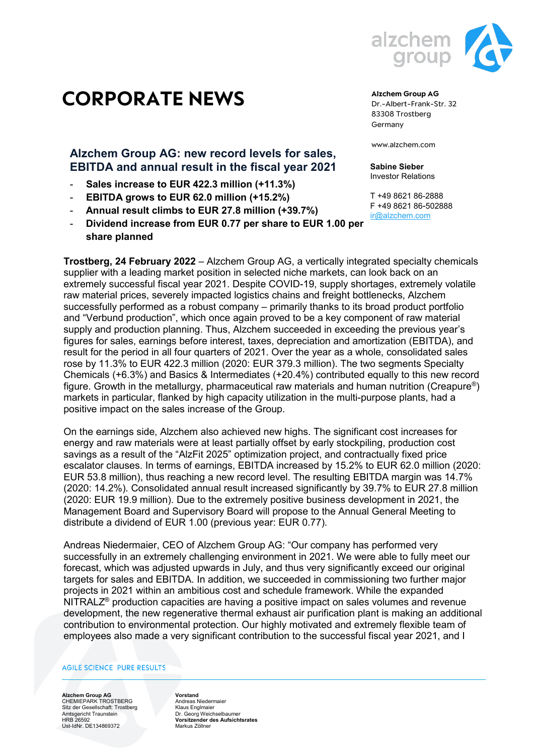# CORPORATE NEWS

**Alzchem Group AG**
Dr.-Albert-Frank-Str. 32
83308 Trostberg
Germany

www.alzchem.com

**Sabine Sieber**
Investor Relations

T +49 8621 86-2888
F +49 8621 86-502888
ir@alzchem.com

## Alzchem Group AG: new record levels for sales, EBITDA and annual result in the fiscal year 2021

- **Sales increase to EUR 422.3 million (+11.3%)**
- **EBITDA grows to EUR 62.0 million (+15.2%)**
- **Annual result climbs to EUR 27.8 million (+39.7%)**
- **Dividend increase from EUR 0.77 per share to EUR 1.00 per share planned**

**Trostberg, 24 February 2022** – Alzchem Group AG, a vertically integrated specialty chemicals supplier with a leading market position in selected niche markets, can look back on an extremely successful fiscal year 2021. Despite COVID-19, supply shortages, extremely volatile raw material prices, severely impacted logistics chains and freight bottlenecks, Alzchem successfully performed as a robust company – primarily thanks to its broad product portfolio and "Verbund production", which once again proved to be a key component of raw material supply and production planning. Thus, Alzchem succeeded in exceeding the previous year's figures for sales, earnings before interest, taxes, depreciation and amortization (EBITDA), and result for the period in all four quarters of 2021. Over the year as a whole, consolidated sales rose by 11.3% to EUR 422.3 million (2020: EUR 379.3 million). The two segments Specialty Chemicals (+6.3%) and Basics & Intermediates (+20.4%) contributed equally to this new record figure. Growth in the metallurgy, pharmaceutical raw materials and human nutrition (Creapure®) markets in particular, flanked by high capacity utilization in the multi-purpose plants, had a positive impact on the sales increase of the Group.

On the earnings side, Alzchem also achieved new highs. The significant cost increases for energy and raw materials were at least partially offset by early stockpiling, production cost savings as a result of the "AlzFit 2025" optimization project, and contractually fixed price escalator clauses. In terms of earnings, EBITDA increased by 15.2% to EUR 62.0 million (2020: EUR 53.8 million), thus reaching a new record level. The resulting EBITDA margin was 14.7% (2020: 14.2%). Consolidated annual result increased significantly by 39.7% to EUR 27.8 million (2020: EUR 19.9 million). Due to the extremely positive business development in 2021, the Management Board and Supervisory Board will propose to the Annual General Meeting to distribute a dividend of EUR 1.00 (previous year: EUR 0.77).

Andreas Niedermaier, CEO of Alzchem Group AG: "Our company has performed very successfully in an extremely challenging environment in 2021. We were able to fully meet our forecast, which was adjusted upwards in July, and thus very significantly exceed our original targets for sales and EBITDA. In addition, we succeeded in commissioning two further major projects in 2021 within an ambitious cost and schedule framework. While the expanded NITRALZ® production capacities are having a positive impact on sales volumes and revenue development, the new regenerative thermal exhaust air purification plant is making an additional contribution to environmental protection. Our highly motivated and extremely flexible team of employees also made a very significant contribution to the successful fiscal year 2021, and I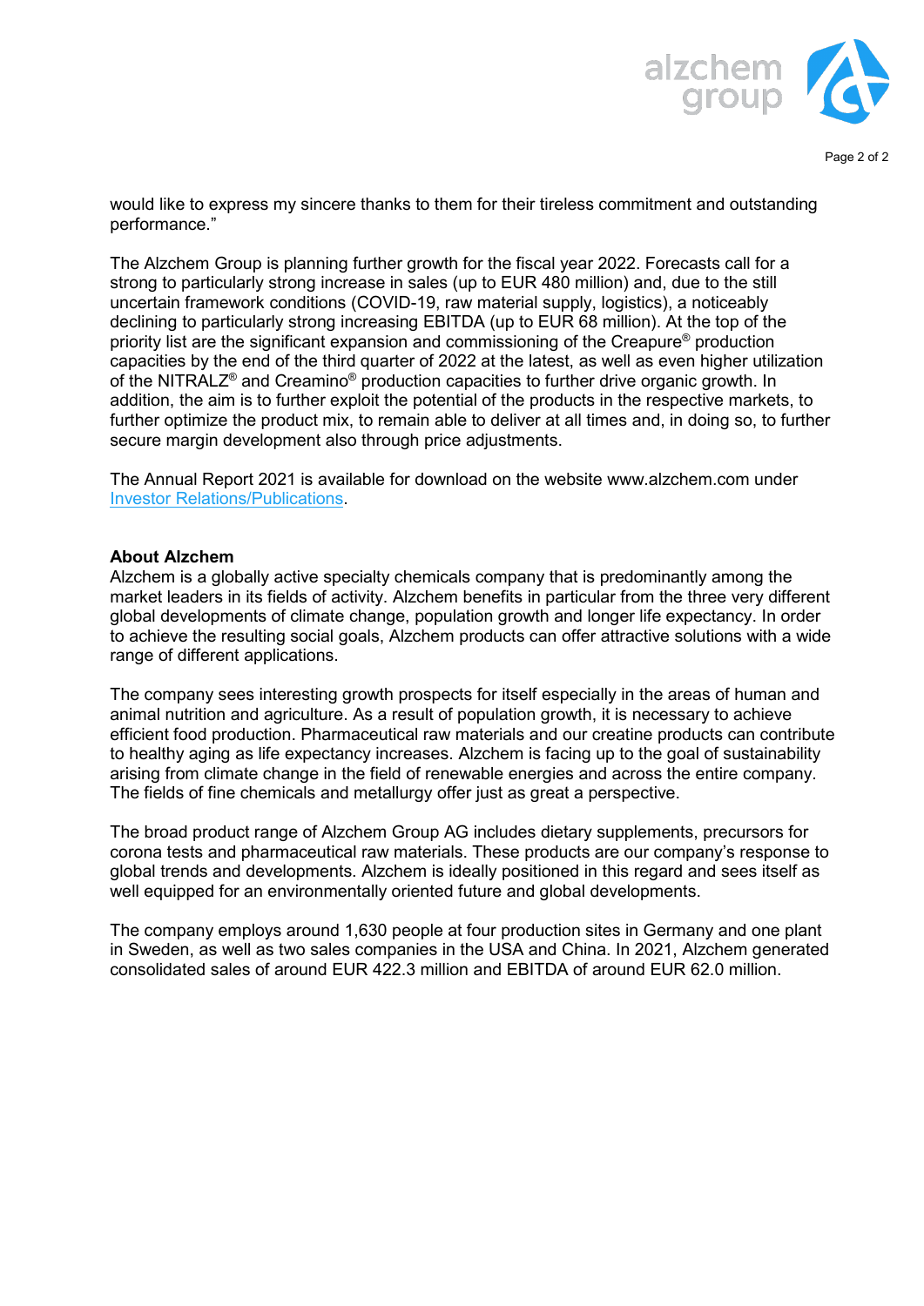would like to express my sincere thanks to them for their tireless commitment and outstanding performance."

The Alzchem Group is planning further growth for the fiscal year 2022. Forecasts call for a strong to particularly strong increase in sales (up to EUR 480 million) and, due to the still uncertain framework conditions (COVID-19, raw material supply, logistics), a noticeably declining to particularly strong increasing EBITDA (up to EUR 68 million). At the top of the priority list are the significant expansion and commissioning of the Creapure® production capacities by the end of the third quarter of 2022 at the latest, as well as even higher utilization of the NITRALZ® and Creamino® production capacities to further drive organic growth. In addition, the aim is to further exploit the potential of the products in the respective markets, to further optimize the product mix, to remain able to deliver at all times and, in doing so, to further secure margin development also through price adjustments.

The Annual Report 2021 is available for download on the website www.alzchem.com under Investor Relations/Publications.

**About Alzchem**

Alzchem is a globally active specialty chemicals company that is predominantly among the market leaders in its fields of activity. Alzchem benefits in particular from the three very different global developments of climate change, population growth and longer life expectancy. In order to achieve the resulting social goals, Alzchem products can offer attractive solutions with a wide range of different applications.

The company sees interesting growth prospects for itself especially in the areas of human and animal nutrition and agriculture. As a result of population growth, it is necessary to achieve efficient food production. Pharmaceutical raw materials and our creatine products can contribute to healthy aging as life expectancy increases. Alzchem is facing up to the goal of sustainability arising from climate change in the field of renewable energies and across the entire company. The fields of fine chemicals and metallurgy offer just as great a perspective.

The broad product range of Alzchem Group AG includes dietary supplements, precursors for corona tests and pharmaceutical raw materials. These products are our company's response to global trends and developments. Alzchem is ideally positioned in this regard and sees itself as well equipped for an environmentally oriented future and global developments.

The company employs around 1,630 people at four production sites in Germany and one plant in Sweden, as well as two sales companies in the USA and China. In 2021, Alzchem generated consolidated sales of around EUR 422.3 million and EBITDA of around EUR 62.0 million.